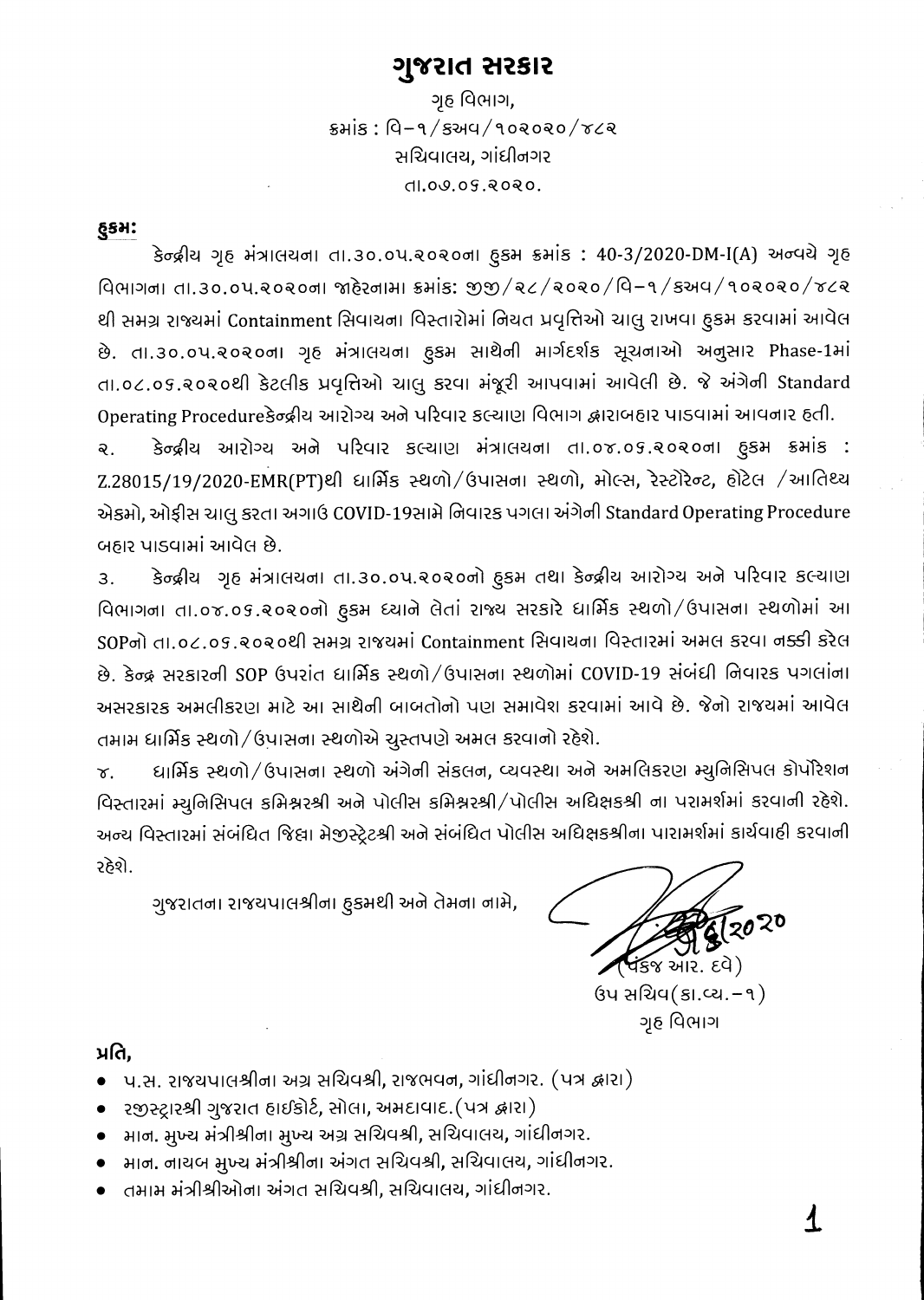# ગુજરાત સરકાર

ગૃહ વિભાગ,
ક્રમાંક : વિ-૧/કઅવ/૧૦૨૦૨૦/૪૮૨
સચિવાલય, ગાંધીનગર
તા.૦૭.૦૬.૨૦૨૦.

**હુકમ:**

કેન્દ્રીય ગૃહ મંત્રાલયના તા.૩૦.૦૫.૨૦૨૦ના હુકમ ક્રમાંક : 40-3/2020-DM-I(A) અન્વયે ગૃહ વિભાગના તા.૩૦.૦૫.૨૦૨૦ના જાહેરનામા ક્રમાંક: જીજી/૨૮/૨૦૨૦/વિ-૧/કઅવ/૧૦૨૦૨૦/૪૮૨ થી સમગ્ર રાજ્યમાં Containment સિવાયના વિસ્તારોમાં નિયત પ્રવૃત્તિઓ ચાલુ રાખવા હુકમ કરવામાં આવેલ છે. તા.૩૦.૦૫.૨૦૨૦ના ગૃહ મંત્રાલયના હુકમ સાથેની માર્ગદર્શક સૂચનાઓ અનુસાર Phase-1માં તા.૦૮.૦૬.૨૦૨૦થી કેટલીક પ્રવૃત્તિઓ ચાલુ કરવા મંજૂરી આપવામાં આવેલી છે. જે અંગેની Standard Operating Procedureકેન્દ્રીય આરોગ્ય અને પરિવાર કલ્યાણ વિભાગ દ્વારાબહાર પાડવામાં આવનાર હતી.

૨. કેન્દ્રીય આરોગ્ય અને પરિવાર કલ્યાણ મંત્રાલયના તા.૦૪.૦૬.૨૦૨૦ના હુકમ ક્રમાંક : Z.28015/19/2020-EMR(PT)થી ધાર્મિક સ્થળો/ઉપાસના સ્થળો, મોલ્સ, રેસ્ટોરેન્ટ, હોટેલ /આતિથ્ય એકમો, ઓફીસ ચાલુ કરતા અગાઉ COVID-19સામે નિવારક પગલા અંગેની Standard Operating Procedure બહાર પાડવામાં આવેલ છે.

૩. કેન્દ્રીય ગૃહ મંત્રાલયના તા.૩૦.૦૫.૨૦૨૦નો હુકમ તથા કેન્દ્રીય આરોગ્ય અને પરિવાર કલ્યાણ વિભાગના તા.૦૪.૦૬.૨૦૨૦નો હુકમ ધ્યાને લેતાં રાજ્ય સરકારે ધાર્મિક સ્થળો/ઉપાસના સ્થળોમાં આ SOPનો તા.૦૮.૦૬.૨૦૨૦થી સમગ્ર રાજ્યમાં Containment સિવાયના વિસ્તારમાં અમલ કરવા નક્કી કરેલ છે. કેન્દ્ર સરકારની SOP ઉપરાંત ધાર્મિક સ્થળો/ઉપાસના સ્થળોમાં COVID-19 સંબંધી નિવારક પગલાંના અસરકારક અમલીકરણ માટે આ સાથેની બાબતોનો પણ સમાવેશ કરવામાં આવે છે. જેનો રાજ્યમાં આવેલ તમામ ધાર્મિક સ્થળો/ઉપાસના સ્થળોએ ચુસ્તપણે અમલ કરવાનો રહેશે.

૪. ધાર્મિક સ્થળો/ઉપાસના સ્થળો અંગેની સંકલન, વ્યવસ્થા અને અમલિકરણ મ્યુનિસિપલ કોર્પોરેશન વિસ્તારમાં મ્યુનિસિપલ કમિશ્નરશ્રી અને પોલીસ કમિશ્નરશ્રી/પોલીસ અધિક્ષકશ્રી ના પરામર્શમાં કરવાની રહેશે. અન્ય વિસ્તારમાં સંબંધિત જિલ્લા મેજીસ્ટ્રેટશ્રી અને સંબંધિત પોલીસ અધિક્ષકશ્રીના પારામર્શમાં કાર્યવાહી કરવાની રહેશે.

ગુજરાતના રાજ્યપાલશ્રીના હુકમથી અને તેમના નામે,

૭/૬/૨૦૨૦
(પંકજ આર. દવે)
ઉપ સચિવ(કા.વ્ય.-૧)
ગૃહ વિભાગ

**પ્રતિ,**

- પ.સ. રાજ્યપાલશ્રીના અગ્ર સચિવશ્રી, રાજભવન, ગાંધીનગર. (પત્ર દ્વારા)
- રજીસ્ટ્રારશ્રી ગુજરાત હાઈકોર્ટ, સોલા, અમદાવાદ.(પત્ર દ્વારા)
- માન. મુખ્ય મંત્રીશ્રીના મુખ્ય અગ્ર સચિવશ્રી, સચિવાલય, ગાંધીનગર.
- માન. નાયબ મુખ્ય મંત્રીશ્રીના અંગત સચિવશ્રી, સચિવાલય, ગાંધીનગર.
- તમામ મંત્રીશ્રીઓના અંગત સચિવશ્રી, સચિવાલય, ગાંધીનગર.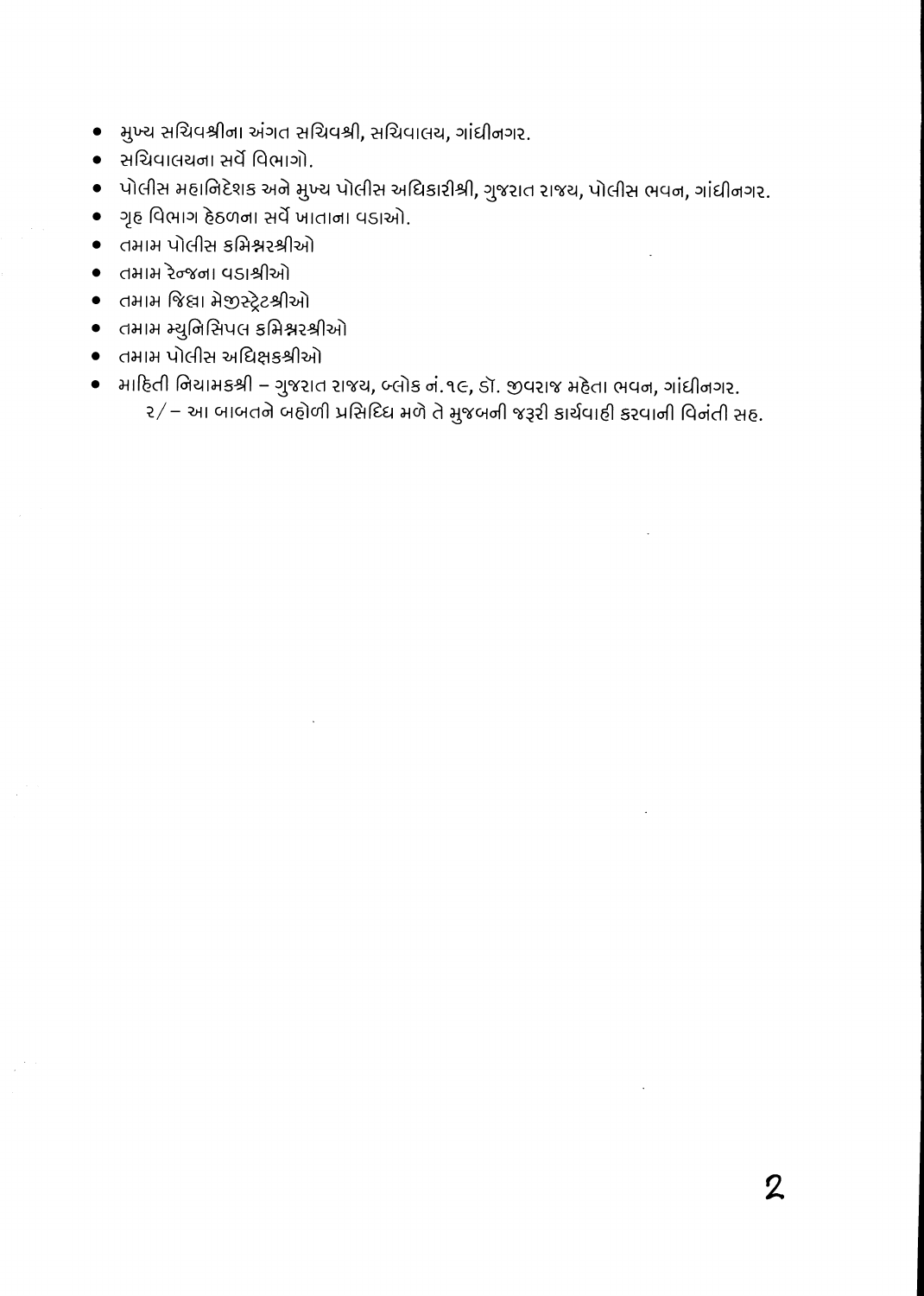- મુખ્ય સચિવશ્રીના અંગત સચિવશ્રી, સચિવાલય, ગાંધીનગર.
- સચિવાલયના સર્વે વિભાગો.
- પોલીસ મહાનિદેશક અને મુખ્ય પોલીસ અધિકારીશ્રી, ગુજરાત રાજય, પોલીસ ભવન, ગાંધીનગર.
- ગૃહ વિભાગ હેઠળના સર્વે ખાતાના વડાઓ.
- તમામ પોલીસ કમિશ્નરશ્રીઓ
- તમામ રેન્જના વડાશ્રીઓ
- તમામ જિલ્લા મેજીસ્ટ્રેટશ્રીઓ
- તમામ મ્યુનિસિપલ કમિશ્નરશ્રીઓ
- તમામ પોલીસ અધિક્ષકશ્રીઓ
- માહિતી નિયામકશ્રી – ગુજરાત રાજય, બ્લોક નં.૧૯, ડૉ. જીવરાજ મહેતા ભવન, ગાંધીનગર.

  ૨/ – આ બાબતને બહોળી પ્રસિધ્ધિ મળે તે મુજબની જરૂરી કાર્યવાહી કરવાની વિનંતી સહ.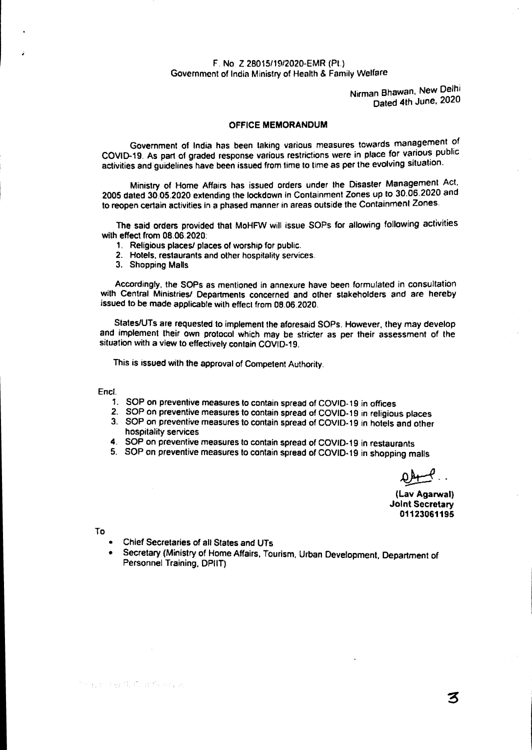F. No Z.28015/19/2020-EMR (Pt.)
Government of India Ministry of Health & Family Welfare

Nirman Bhawan, New Delhi
Dated 4th June, 2020

## OFFICE MEMORANDUM

Government of India has been taking various measures towards management of COVID-19. As part of graded response various restrictions were in place for various public activities and guidelines have been issued from time to time as per the evolving situation.

Ministry of Home Affairs has issued orders under the Disaster Management Act, 2005 dated 30.05.2020 extending the lockdown in Containment Zones up to 30.06.2020 and to reopen certain activities in a phased manner in areas outside the Containment Zones.

The said orders provided that MoHFW will issue SOPs for allowing following activities with effect from 08.06.2020:

1. Religious places/ places of worship for public.
2. Hotels, restaurants and other hospitality services.
3. Shopping Malls

Accordingly, the SOPs as mentioned in annexure have been formulated in consultation with Central Ministries/ Departments concerned and other stakeholders and are hereby issued to be made applicable with effect from 08.06.2020.

States/UTs are requested to implement the aforesaid SOPs. However, they may develop and implement their own protocol which may be stricter as per their assessment of the situation with a view to effectively contain COVID-19.

This is issued with the approval of Competent Authority.

Encl.

1. SOP on preventive measures to contain spread of COVID-19 in offices
2. SOP on preventive measures to contain spread of COVID-19 in religious places
3. SOP on preventive measures to contain spread of COVID-19 in hotels and other hospitality services
4. SOP on preventive measures to contain spread of COVID-19 in restaurants
5. SOP on preventive measures to contain spread of COVID-19 in shopping malls

**(Lav Agarwal)**
**Joint Secretary**
**01123061195**

To

- Chief Secretaries of all States and UTs
- Secretary (Ministry of Home Affairs, Tourism, Urban Development, Department of Personnel Training, DPIIT)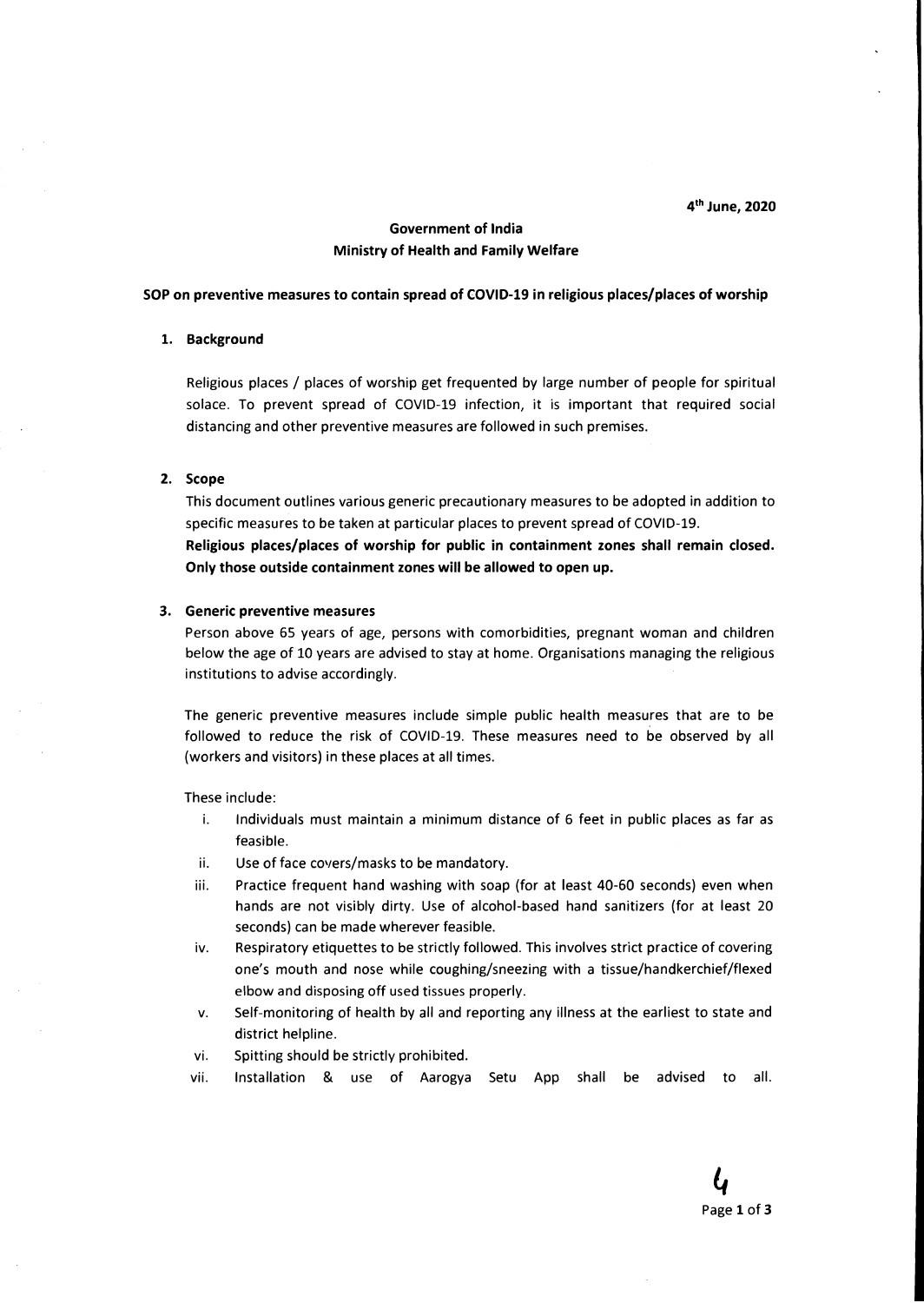4th June, 2020

**Government of India**
**Ministry of Health and Family Welfare**

**SOP on preventive measures to contain spread of COVID-19 in religious places/places of worship**

## 1. Background

Religious places / places of worship get frequented by large number of people for spiritual solace. To prevent spread of COVID-19 infection, it is important that required social distancing and other preventive measures are followed in such premises.

## 2. Scope

This document outlines various generic precautionary measures to be adopted in addition to specific measures to be taken at particular places to prevent spread of COVID-19.

**Religious places/places of worship for public in containment zones shall remain closed. Only those outside containment zones will be allowed to open up.**

## 3. Generic preventive measures

Person above 65 years of age, persons with comorbidities, pregnant woman and children below the age of 10 years are advised to stay at home. Organisations managing the religious institutions to advise accordingly.

The generic preventive measures include simple public health measures that are to be followed to reduce the risk of COVID-19. These measures need to be observed by all (workers and visitors) in these places at all times.

These include:

i. Individuals must maintain a minimum distance of 6 feet in public places as far as feasible.

ii. Use of face covers/masks to be mandatory.

iii. Practice frequent hand washing with soap (for at least 40-60 seconds) even when hands are not visibly dirty. Use of alcohol-based hand sanitizers (for at least 20 seconds) can be made wherever feasible.

iv. Respiratory etiquettes to be strictly followed. This involves strict practice of covering one's mouth and nose while coughing/sneezing with a tissue/handkerchief/flexed elbow and disposing off used tissues properly.

v. Self-monitoring of health by all and reporting any illness at the earliest to state and district helpline.

vi. Spitting should be strictly prohibited.

vii. Installation & use of Aarogya Setu App shall be advised to all.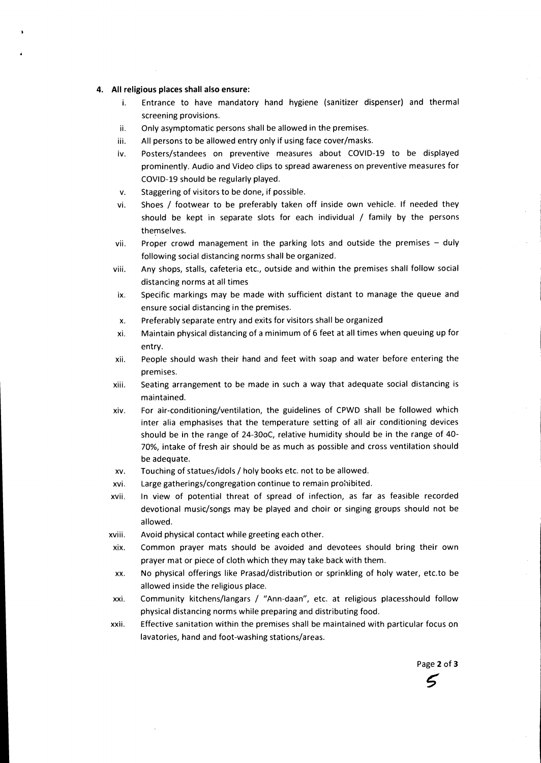**4. All religious places shall also ensure:**

i. Entrance to have mandatory hand hygiene (sanitizer dispenser) and thermal screening provisions.

ii. Only asymptomatic persons shall be allowed in the premises.

iii. All persons to be allowed entry only if using face cover/masks.

iv. Posters/standees on preventive measures about COVID-19 to be displayed prominently. Audio and Video clips to spread awareness on preventive measures for COVID-19 should be regularly played.

v. Staggering of visitors to be done, if possible.

vi. Shoes / footwear to be preferably taken off inside own vehicle. If needed they should be kept in separate slots for each individual / family by the persons themselves.

vii. Proper crowd management in the parking lots and outside the premises – duly following social distancing norms shall be organized.

viii. Any shops, stalls, cafeteria etc., outside and within the premises shall follow social distancing norms at all times

ix. Specific markings may be made with sufficient distant to manage the queue and ensure social distancing in the premises.

x. Preferably separate entry and exits for visitors shall be organized

xi. Maintain physical distancing of a minimum of 6 feet at all times when queuing up for entry.

xii. People should wash their hand and feet with soap and water before entering the premises.

xiii. Seating arrangement to be made in such a way that adequate social distancing is maintained.

xiv. For air-conditioning/ventilation, the guidelines of CPWD shall be followed which inter alia emphasises that the temperature setting of all air conditioning devices should be in the range of 24-30oC, relative humidity should be in the range of 40-70%, intake of fresh air should be as much as possible and cross ventilation should be adequate.

xv. Touching of statues/idols / holy books etc. not to be allowed.

xvi. Large gatherings/congregation continue to remain prohibited.

xvii. In view of potential threat of spread of infection, as far as feasible recorded devotional music/songs may be played and choir or singing groups should not be allowed.

xviii. Avoid physical contact while greeting each other.

xix. Common prayer mats should be avoided and devotees should bring their own prayer mat or piece of cloth which they may take back with them.

xx. No physical offerings like Prasad/distribution or sprinkling of holy water, etc.to be allowed inside the religious place.

xxi. Community kitchens/langars / "Ann-daan", etc. at religious placesshould follow physical distancing norms while preparing and distributing food.

xxii. Effective sanitation within the premises shall be maintained with particular focus on lavatories, hand and foot-washing stations/areas.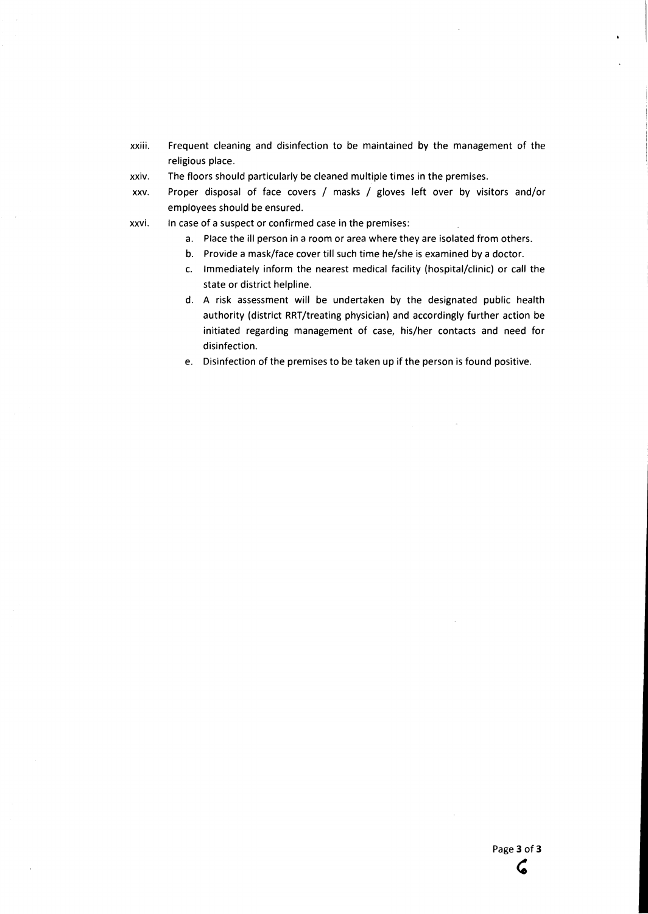xxiii. Frequent cleaning and disinfection to be maintained by the management of the religious place.

xxiv. The floors should particularly be cleaned multiple times in the premises.

xxv. Proper disposal of face covers / masks / gloves left over by visitors and/or employees should be ensured.

xxvi. In case of a suspect or confirmed case in the premises:

   a. Place the ill person in a room or area where they are isolated from others.
   b. Provide a mask/face cover till such time he/she is examined by a doctor.
   c. Immediately inform the nearest medical facility (hospital/clinic) or call the state or district helpline.
   d. A risk assessment will be undertaken by the designated public health authority (district RRT/treating physician) and accordingly further action be initiated regarding management of case, his/her contacts and need for disinfection.
   e. Disinfection of the premises to be taken up if the person is found positive.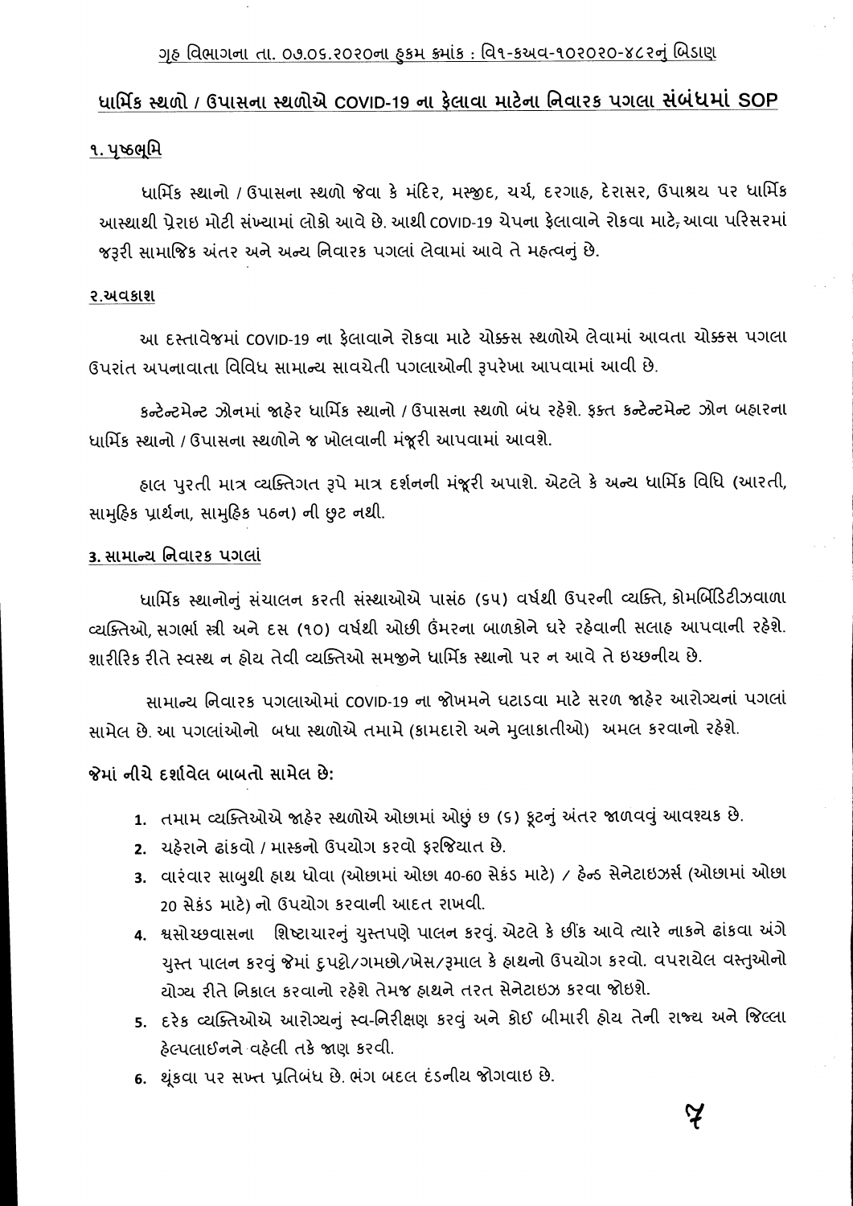<u>ગૃહ વિભાગના તા. ૦૭.૦૬.૨૦૨૦ના હુકમ ક્રમાંક : વિ૧-કઅવ-૧૦૨૦૨૦-૪૮૨નું બિડાણ</u>

## ધાર્મિક સ્થળો / ઉપાસના સ્થળોએ COVID-19 ના ફેલાવા માટેના નિવારક પગલા સંબંધમાં SOP

### ૧. પૃષ્ઠભૂમિ

ધાર્મિક સ્થાનો / ઉપાસના સ્થળો જેવા કે મંદિર, મસ્જીદ, ચર્ચ, દરગાહ, દેરાસર, ઉપાશ્રય પર ધાર્મિક આસ્થાથી પ્રેરાઇ મોટી સંખ્યામાં લોકો આવે છે. આથી COVID-19 ચેપના ફેલાવાને રોકવા માટે, આવા પરિસરમાં જરૂરી સામાજિક અંતર અને અન્ય નિવારક પગલાં લેવામાં આવે તે મહત્વનું છે.

### ૨.અવકાશ

આ દસ્તાવેજમાં COVID-19 ના ફેલાવાને રોકવા માટે ચોક્કસ સ્થળોએ લેવામાં આવતા ચોક્કસ પગલા ઉપરાંત અપનાવાતા વિવિધ સામાન્ય સાવચેતી પગલાઓની રૂપરેખા આપવામાં આવી છે.

કન્ટેન્ટમેન્ટ ઝોનમાં જાહેર ધાર્મિક સ્થાનો / ઉપાસના સ્થળો બંધ રહેશે. ફક્ત કન્ટેન્ટમેન્ટ ઝોન બહારના ધાર્મિક સ્થાનો / ઉપાસના સ્થળોને જ ખોલવાની મંજૂરી આપવામાં આવશે.

હાલ પુરતી માત્ર વ્યક્તિગત રૂપે માત્ર દર્શનની મંજૂરી અપાશે. એટલે કે અન્ય ધાર્મિક વિધિ (આરતી, સામુહિક પ્રાર્થના, સામુહિક પઠન) ની છુટ નથી.

### ૩. સામાન્ય નિવારક પગલાં

ધાર્મિક સ્થાનોનું સંચાલન કરતી સંસ્થાઓએ પાસંઠ (૬૫) વર્ષથી ઉપરની વ્યક્તિ, કોમર્બિડિટીઝવાળા વ્યક્તિઓ, સગર્ભા સ્ત્રી અને દસ (૧૦) વર્ષથી ઓછી ઉંમરના બાળકોને ઘરે રહેવાની સલાહ આપવાની રહેશે. શારીરિક રીતે સ્વસ્થ ન હોય તેવી વ્યક્તિઓ સમજીને ધાર્મિક સ્થાનો પર ન આવે તે ઇચ્છનીય છે.

સામાન્ય નિવારક પગલાઓમાં COVID-19 ના જોખમને ઘટાડવા માટે સરળ જાહેર આરોગ્યનાં પગલાં સામેલ છે. આ પગલાંઓનો બધા સ્થળોએ તમામે (કામદારો અને મુલાકાતીઓ) અમલ કરવાનો રહેશે.

**જેમાં નીચે દર્શાવેલ બાબતો સામેલ છે:**

1. તમામ વ્યક્તિઓએ જાહેર સ્થળોએ ઓછામાં ઓછું છ (૬) ફૂટનું અંતર જાળવવું આવશ્યક છે.
2. ચહેરાને ઢાંકવો / માસ્કનો ઉપયોગ કરવો ફરજિયાત છે.
3. વારંવાર સાબુથી હાથ ધોવા (ઓછામાં ઓછા 40-60 સેકંડ માટે) / હેન્ડ સેનેટાઇઝર્સ (ઓછામાં ઓછા 20 સેકંડ માટે) નો ઉપયોગ કરવાની આદત રાખવી.
4. શ્વસોચ્છવાસના શિષ્ટાચારનું ચુસ્તપણે પાલન કરવું. એટલે કે છીંક આવે ત્યારે નાકને ઢાંકવા અંગે ચુસ્ત પાલન કરવું જેમાં દુપટ્ટો/ગમછો/ખેસ/રૂમાલ કે હાથનો ઉપયોગ કરવો. વપરાયેલ વસ્તુઓનો યોગ્ય રીતે નિકાલ કરવાનો રહેશે તેમજ હાથને તરત સેનેટાઇઝ કરવા જોઇશે.
5. દરેક વ્યક્તિઓએ આરોગ્યનું સ્વ-નિરીક્ષણ કરવું અને કોઈ બીમારી હોય તેની રાજ્ય અને જિલ્લા હેલ્પલાઈનને વહેલી તકે જાણ કરવી.
6. થૂંકવા પર સખ્ત પ્રતિબંધ છે. ભંગ બદલ દંડનીય જોગવાઇ છે.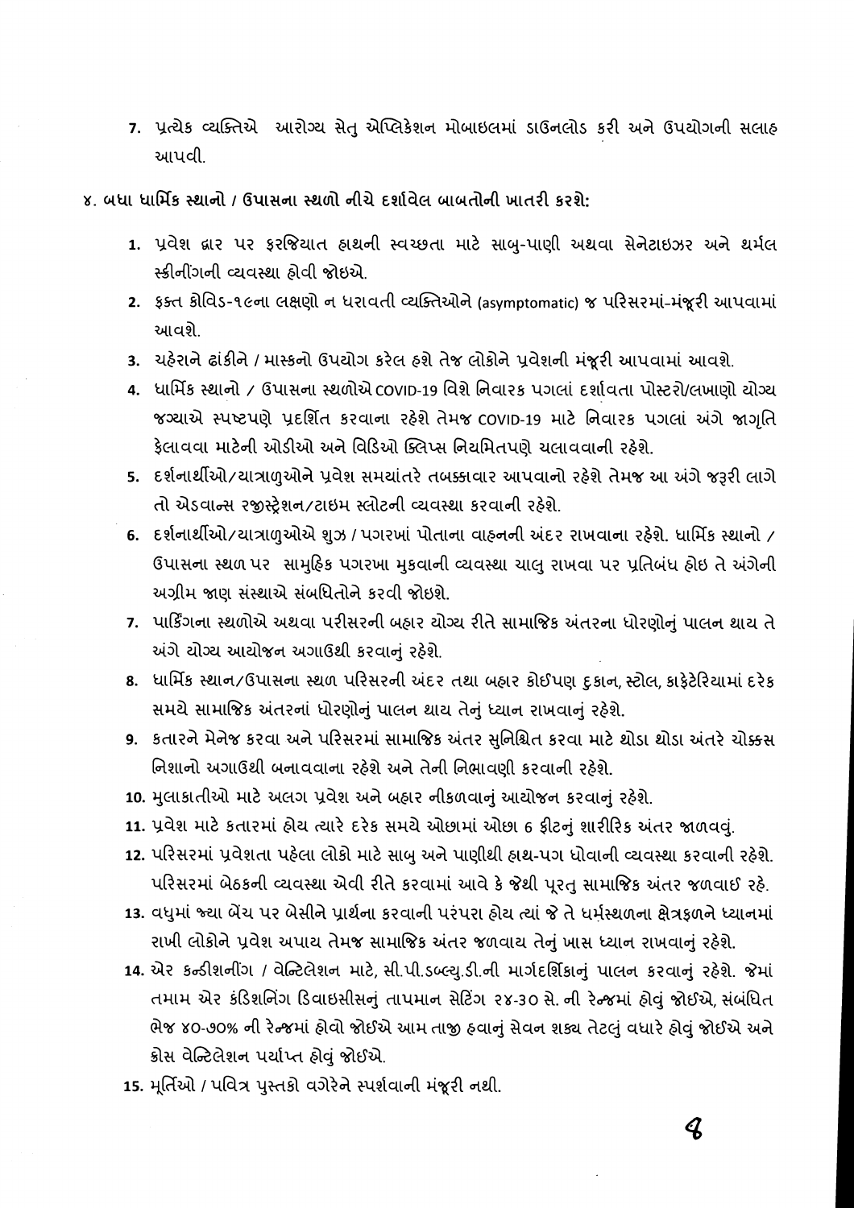7. પ્રત્યેક વ્યક્તિએ આરોગ્ય સેતુ એપ્લિકેશન મોબાઇલમાં ડાઉનલોડ કરી અને ઉપયોગની સલાહ આપવી.

**૪. બધા ધાર્મિક સ્થાનો / ઉપાસના સ્થળો નીચે દર્શાવેલ બાબતોની ખાતરી કરશે:**

1. પ્રવેશ દ્વાર પર ફરજિયાત હાથની સ્વચ્છતા માટે સાબુ-પાણી અથવા સેનેટાઇઝર અને થર્મલ સ્ક્રીનીંગની વ્યવસ્થા હોવી જોઇએ.
2. ફક્ત કોવિડ-૧૯ના લક્ષણો ન ધરાવતી વ્યક્તિઓને (asymptomatic) જ પરિસરમાં-મંજૂરી આપવામાં આવશે.
3. ચહેરાને ઢાંકીને / માસ્કનો ઉપયોગ કરેલ હશે તેજ લોકોને પ્રવેશની મંજૂરી આપવામાં આવશે.
4. ધાર્મિક સ્થાનો / ઉપાસના સ્થળોએ COVID-19 વિશે નિવારક પગલાં દર્શાવતા પોસ્ટરો/લખાણો યોગ્ય જગ્યાએ સ્પષ્ટપણે પ્રદર્શિત કરવાના રહેશે તેમજ COVID-19 માટે નિવારક પગલાં અંગે જાગૃતિ ફેલાવવા માટેની ઓડીઓ અને વિડિઓ ક્લિપ્સ નિયમિતપણે ચલાવવાની રહેશે.
5. દર્શનાર્થીઓ/યાત્રાળુઓને પ્રવેશ સમયાંતરે તબક્કાવાર આપવાનો રહેશે તેમજ આ અંગે જરૂરી લાગે તો એડવાન્સ રજીસ્ટ્રેશન/ટાઇમ સ્લોટની વ્યવસ્થા કરવાની રહેશે.
6. દર્શનાર્થીઓ/યાત્રાળુઓએ શુઝ / પગરખાં પોતાના વાહનની અંદર રાખવાના રહેશે. ધાર્મિક સ્થાનો / ઉપાસના સ્થળ પર સામુહિક પગરખા મુકવાની વ્યવસ્થા ચાલુ રાખવા પર પ્રતિબંધ હોઇ તે અંગેની અગ્રીમ જાણ સંસ્થાએ સંબધિતોને કરવી જોઇશે.
7. પાર્કિંગના સ્થળોએ અથવા પરીસરની બહાર યોગ્ય રીતે સામાજિક અંતરના ધોરણોનું પાલન થાય તે અંગે યોગ્ય આયોજન અગાઉથી કરવાનું રહેશે.
8. ધાર્મિક સ્થાન/ઉપાસના સ્થળ પરિસરની અંદર તથા બહાર કોઈપણ દુકાન, સ્ટોલ, કાફેટેરિયામાં દરેક સમયે સામાજિક અંતરનાં ધોરણોનું પાલન થાય તેનું ધ્યાન રાખવાનું રહેશે.
9. કતારને મેનેજ કરવા અને પરિસરમાં સામાજિક અંતર સુનિશ્ચિત કરવા માટે થોડા થોડા અંતરે ચોક્કસ નિશાનો અગાઉથી બનાવવાના રહેશે અને તેની નિભાવણી કરવાની રહેશે.
10. મુલાકાતીઓ માટે અલગ પ્રવેશ અને બહાર નીકળવાનું આયોજન કરવાનું રહેશે.
11. પ્રવેશ માટે કતારમાં હોય ત્યારે દરેક સમયે ઓછામાં ઓછા 6 ફીટનું શારીરિક અંતર જાળવવું.
12. પરિસરમાં પ્રવેશતા પહેલા લોકો માટે સાબુ અને પાણીથી હાથ-પગ ધોવાની વ્યવસ્થા કરવાની રહેશે. પરિસરમાં બેઠકની વ્યવસ્થા એવી રીતે કરવામાં આવે કે જેથી પૂરતુ સામાજિક અંતર જળવાઈ રહે.
13. વધુમાં જ્યા બેંચ પર બેસીને પ્રાર્થના કરવાની પરંપરા હોય ત્યાં જે તે ધર્મસ્થળના ક્ષેત્રફળને ધ્યાનમાં રાખી લોકોને પ્રવેશ અપાય તેમજ સામાજિક અંતર જળવાય તેનું ખાસ ધ્યાન રાખવાનું રહેશે.
14. એર કન્ડીશનીંગ / વેન્ટિલેશન માટે, સી.પી.ડબ્લ્યુ.ડી.ની માર્ગદર્શિકાનું પાલન કરવાનું રહેશે. જેમાં તમામ એર કંડિશનિંગ ડિવાઇસીસનું તાપમાન સેટિંગ ૨૪-૩૦ સે. ની રેન્જમાં હોવું જોઈએ, સંબંધિત ભેજ ૪૦-૭૦% ની રેન્જમાં હોવો જોઈએ આમ તાજી હવાનું સેવન શક્ય તેટલું વધારે હોવું જોઈએ અને ક્રોસ વેન્ટિલેશન પર્યાપ્ત હોવું જોઈએ.
15. મૂર્તિઓ / પવિત્ર પુસ્તકો વગેરેને સ્પર્શવાની મંજૂરી નથી.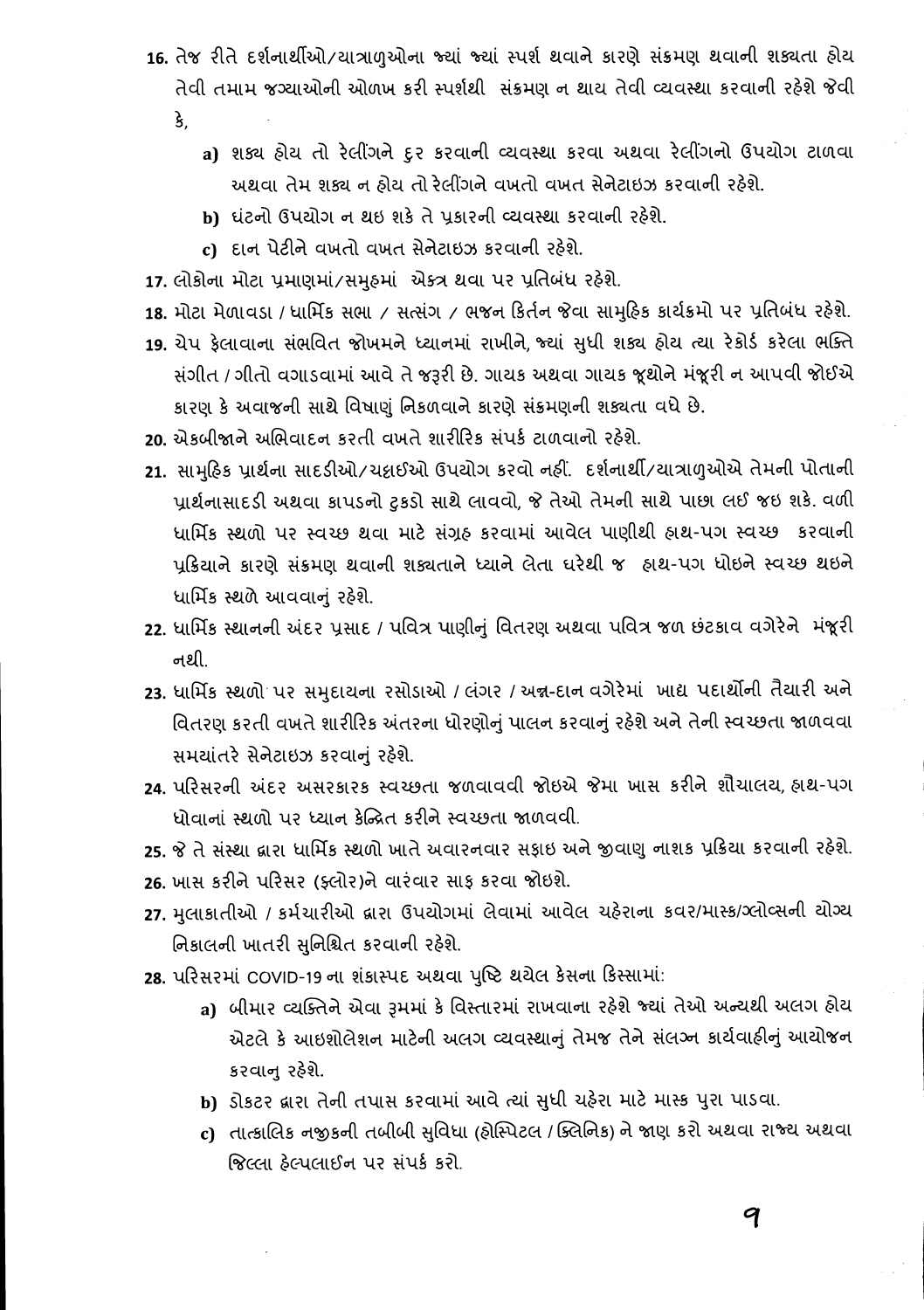16. તેજ રીતે દર્શનાર્થીઓ/યાત્રાળુઓના જ્યાં જ્યાં સ્પર્શ થવાને કારણે સંક્રમણ થવાની શક્યતા હોય તેવી તમામ જગ્યાઓની ઓળખ કરી સ્પર્શથી સંક્રમણ ન થાય તેવી વ્યવસ્થા કરવાની રહેશે જેવી કે,
    a) શક્ય હોય તો રેલીંગને દુર કરવાની વ્યવસ્થા કરવા અથવા રેલીંગનો ઉપયોગ ટાળવા અથવા તેમ શક્ય ન હોય તો રેલીંગને વખતો વખત સેનેટાઇઝ કરવાની રહેશે.
    b) ઘંટનો ઉપયોગ ન થઇ શકે તે પ્રકારની વ્યવસ્થા કરવાની રહેશે.
    c) દાન પેટીને વખતો વખત સેનેટાઇઝ કરવાની રહેશે.
17. લોકોના મોટા પ્રમાણમાં/સમુહમાં એકત્ર થવા પર પ્રતિબંધ રહેશે.
18. મોટા મેળાવડા / ધાર્મિક સભા / સત્સંગ / ભજન કિર્તન જેવા સામુહિક કાર્યક્રમો પર પ્રતિબંધ રહેશે.
19. ચેપ ફેલાવાના સંભવિત જોખમને ધ્યાનમાં રાખીને, જ્યાં સુધી શક્ય હોય ત્યા રેકોર્ડ કરેલા ભક્તિ સંગીત / ગીતો વગાડવામાં આવે તે જરૂરી છે. ગાયક અથવા ગાયક જૂથોને મંજૂરી ન આપવી જોઈએ કારણ કે અવાજની સાથે વિષાણું નિકળવાને કારણે સંક્રમણની શક્યતા વધે છે.
20. એકબીજાને અભિવાદન કરતી વખતે શારીરિક સંપર્ક ટાળવાનો રહેશે.
21. સામુહિક પ્રાર્થના સાદડીઓ/ચટ્ટાઈઓ ઉપયોગ કરવો નહીં. દર્શનાર્થી/યાત્રાળુઓએ તેમની પોતાની પ્રાર્થનાસાદડી અથવા કાપડનો ટુકડો સાથે લાવવો, જે તેઓ તેમની સાથે પાછા લઈ જઇ શકે. વળી ધાર્મિક સ્થળો પર સ્વચ્છ થવા માટે સંગ્રહ કરવામાં આવેલ પાણીથી હાથ-પગ સ્વચ્છ કરવાની પ્રક્રિયાને કારણે સંક્રમણ થવાની શક્યતાને ધ્યાને લેતા ઘરેથી જ હાથ-પગ ધોઇને સ્વચ્છ થઇને ધાર્મિક સ્થળે આવવાનું રહેશે.
22. ધાર્મિક સ્થાનની અંદર પ્રસાદ / પવિત્ર પાણીનું વિતરણ અથવા પવિત્ર જળ છંટકાવ વગેરેને મંજૂરી નથી.
23. ધાર્મિક સ્થળો પર સમુદાયના રસોડાઓ / લંગર / અન્ન-દાન વગેરેમાં ખાદ્ય પદાર્થોની તૈયારી અને વિતરણ કરતી વખતે શારીરિક અંતરના ધોરણોનું પાલન કરવાનું રહેશે અને તેની સ્વચ્છતા જાળવવા સમયાંતરે સેનેટાઇઝ કરવાનું રહેશે.
24. પરિસરની અંદર અસરકારક સ્વચ્છતા જળવાવવી જોઇએ જેમા ખાસ કરીને શૌચાલય, હાથ-પગ ધોવાનાં સ્થળો પર ધ્યાન કેન્દ્રિત કરીને સ્વચ્છતા જાળવવી.
25. જે તે સંસ્થા દ્વારા ધાર્મિક સ્થળો ખાતે અવારનવાર સફાઇ અને જીવાણુ નાશક પ્રક્રિયા કરવાની રહેશે.
26. ખાસ કરીને પરિસર (ફ્લોર)ને વારંવાર સાફ કરવા જોઇશે.
27. મુલાકાતીઓ / કર્મચારીઓ દ્વારા ઉપયોગમાં લેવામાં આવેલ ચહેરાના કવર/માસ્ક/ગ્લોવ્સની યોગ્ય નિકાલની ખાતરી સુનિશ્ચિત કરવાની રહેશે.
28. પરિસરમાં COVID-19 ના શંકાસ્પદ અથવા પુષ્ટિ થયેલ કેસના કિસ્સામાં:
    a) બીમાર વ્યક્તિને એવા રૂમમાં કે વિસ્તારમાં રાખવાના રહેશે જ્યાં તેઓ અન્યથી અલગ હોય એટલે કે આઇશોલેશન માટેની અલગ વ્યવસ્થાનું તેમજ તેને સંલગ્ન કાર્યવાહીનું આયોજન કરવાનુ રહેશે.
    b) ડોકટર દ્વારા તેની તપાસ કરવામાં આવે ત્યાં સુધી ચહેરા માટે માસ્ક પુરા પાડવા.
    c) તાત્કાલિક નજીકની તબીબી સુવિધા (હોસ્પિટલ / ક્લિનિક) ને જાણ કરો અથવા રાજ્ય અથવા જિલ્લા હેલ્પલાઈન પર સંપર્ક કરો.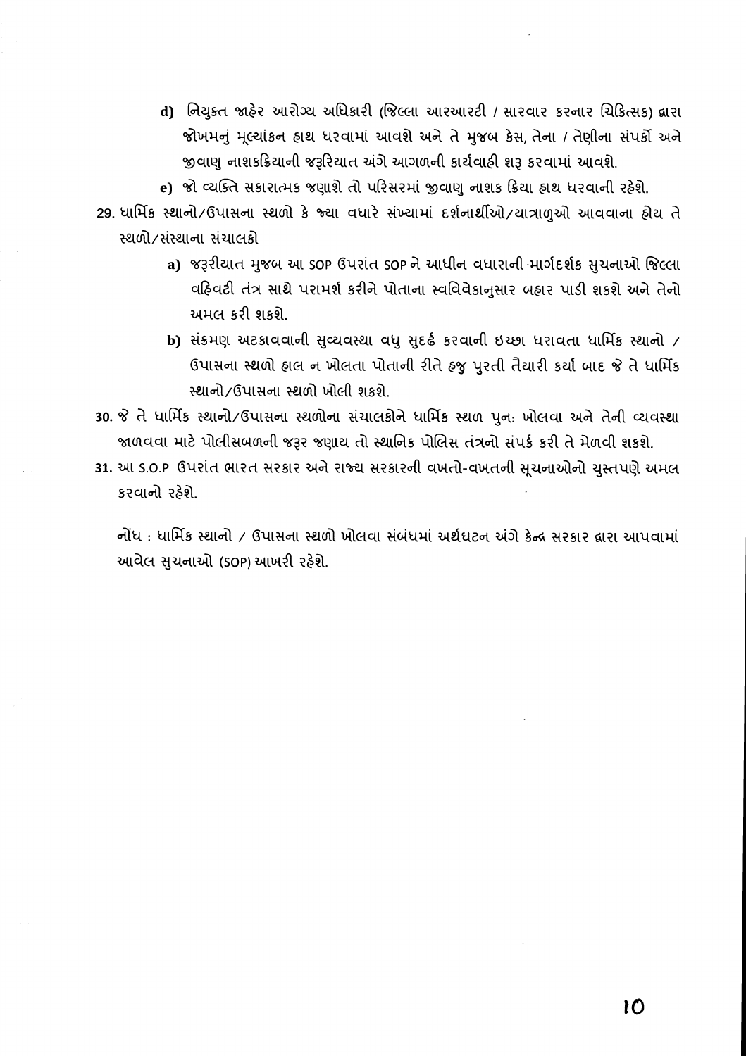d) નિયુક્ત જાહેર આરોગ્ય અધિકારી (જિલ્લા આરઆરટી / સારવાર કરનાર ચિકિત્સક) દ્વારા જોખમનું મૂલ્યાંકન હાથ ધરવામાં આવશે અને તે મુજબ કેસ, તેના / તેણીના સંપર્કો અને જીવાણુ નાશકક્રિયાની જરૂરિયાત અંગે આગળની કાર્યવાહી શરૂ કરવામાં આવશે.

e) જો વ્યક્તિ સકારાત્મક જણાશે તો પરિસરમાં જીવાણુ નાશક ક્રિયા હાથ ધરવાની રહેશે.

29. ધાર્મિક સ્થાનો/ઉપાસના સ્થળો કે જ્યા વધારે સંખ્યામાં દર્શનાર્થીઓ/યાત્રાળુઓ આવવાના હોય તે સ્થળો/સંસ્થાના સંચાલકો

    a) જરૂરીયાત મુજબ આ SOP ઉપરાંત SOP ને આધીન વધારાની માર્ગદર્શક સુચનાઓ જિલ્લા વહિવટી તંત્ર સાથે પરામર્શ કરીને પોતાના સ્વવિવેકાનુસાર બહાર પાડી શકશે અને તેનો અમલ કરી શકશે.

    b) સંક્રમણ અટકાવવાની સુવ્યવસ્થા વધુ સુદ્રઢ કરવાની ઇચ્છા ધરાવતા ધાર્મિક સ્થાનો / ઉપાસના સ્થળો હાલ ન ખોલતા પોતાની રીતે હજુ પુરતી તૈયારી કર્યા બાદ જે તે ધાર્મિક સ્થાનો/ઉપાસના સ્થળો ખોલી શકશે.

30. જે તે ધાર્મિક સ્થાનો/ઉપાસના સ્થળોના સંચાલકોને ધાર્મિક સ્થળ પુનઃ ખોલવા અને તેની વ્યવસ્થા જાળવવા માટે પોલીસબળની જરૂર જણાય તો સ્થાનિક પોલિસ તંત્રનો સંપર્ક કરી તે મેળવી શકશે.

31. આ S.O.P ઉપરાંત ભારત સરકાર અને રાજ્ય સરકારની વખતો-વખતની સૂચનાઓનો ચુસ્તપણે અમલ કરવાનો રહેશે.

નોંધ : ધાર્મિક સ્થાનો / ઉપાસના સ્થળો ખોલવા સંબંધમાં અર્થઘટન અંગે કેન્દ્ર સરકાર દ્વારા આપવામાં આવેલ સુચનાઓ (SOP) આખરી રહેશે.